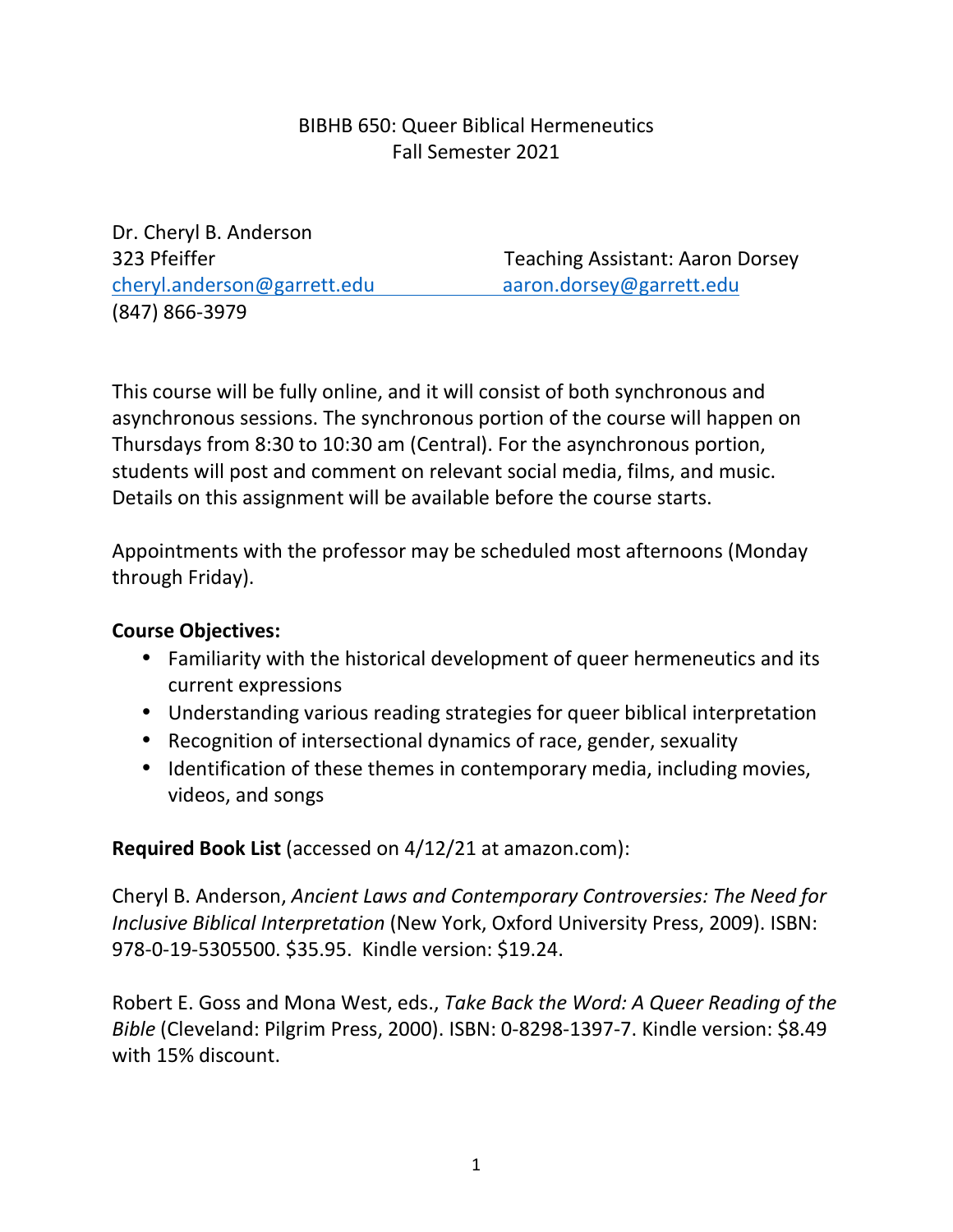# BIBHB 650: Queer Biblical Hermeneutics
## Fall Semester 2021

Dr. Cheryl B. Anderson
323 Pfeiffer
cheryl.anderson@garrett.edu
(847) 866-3979

Teaching Assistant: Aaron Dorsey
aaron.dorsey@garrett.edu

This course will be fully online, and it will consist of both synchronous and asynchronous sessions. The synchronous portion of the course will happen on Thursdays from 8:30 to 10:30 am (Central). For the asynchronous portion, students will post and comment on relevant social media, films, and music. Details on this assignment will be available before the course starts.

Appointments with the professor may be scheduled most afternoons (Monday through Friday).

**Course Objectives:**

- Familiarity with the historical development of queer hermeneutics and its current expressions
- Understanding various reading strategies for queer biblical interpretation
- Recognition of intersectional dynamics of race, gender, sexuality
- Identification of these themes in contemporary media, including movies, videos, and songs

**Required Book List** (accessed on 4/12/21 at amazon.com):

Cheryl B. Anderson, *Ancient Laws and Contemporary Controversies: The Need for Inclusive Biblical Interpretation* (New York, Oxford University Press, 2009). ISBN: 978-0-19-5305500. $35.95. Kindle version: $19.24.

Robert E. Goss and Mona West, eds., *Take Back the Word: A Queer Reading of the Bible* (Cleveland: Pilgrim Press, 2000). ISBN: 0-8298-1397-7. Kindle version: $8.49 with 15% discount.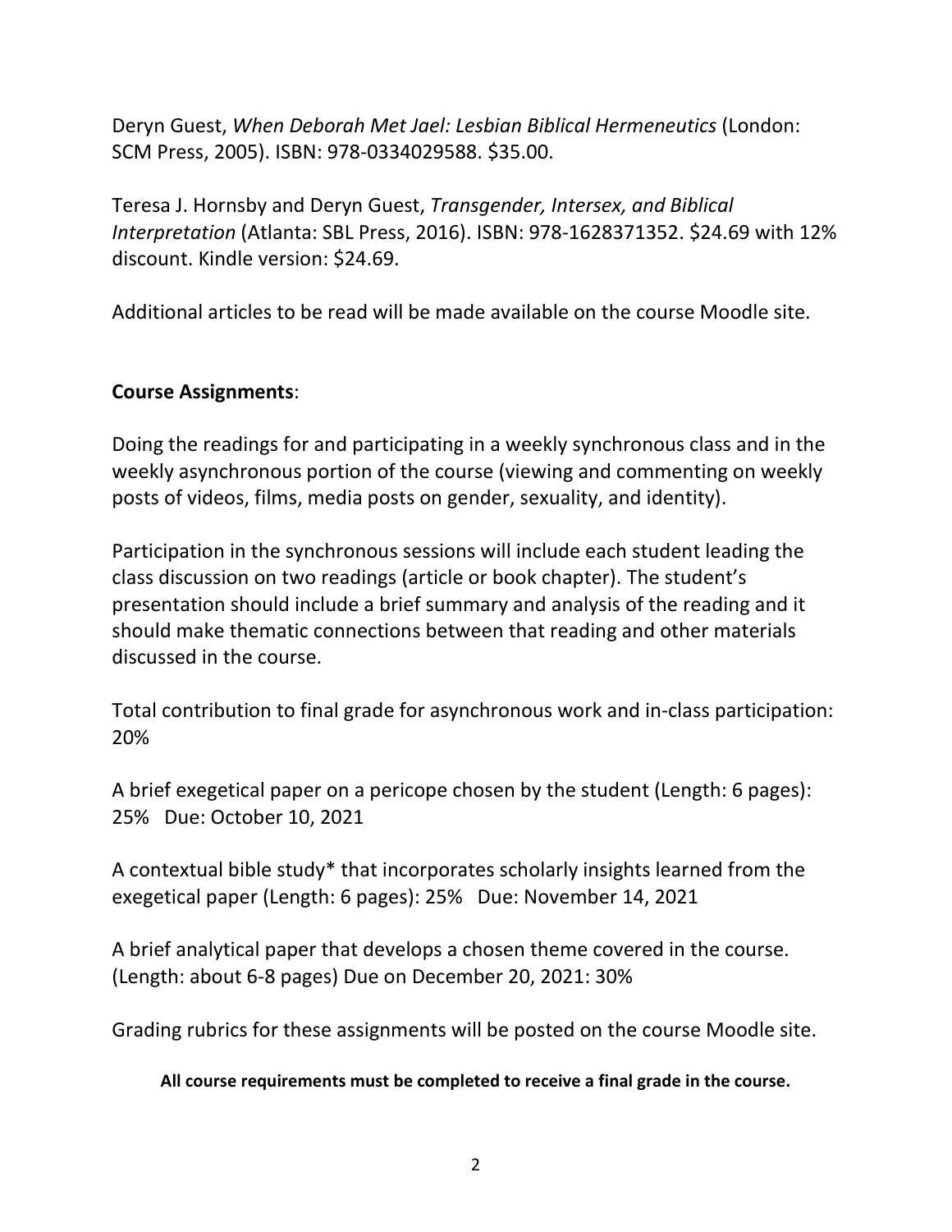Deryn Guest, *When Deborah Met Jael: Lesbian Biblical Hermeneutics* (London: SCM Press, 2005). ISBN: 978-0334029588. $35.00.

Teresa J. Hornsby and Deryn Guest, *Transgender, Intersex, and Biblical Interpretation* (Atlanta: SBL Press, 2016). ISBN: 978-1628371352. $24.69 with 12% discount. Kindle version: $24.69.

Additional articles to be read will be made available on the course Moodle site.

**Course Assignments**:

Doing the readings for and participating in a weekly synchronous class and in the weekly asynchronous portion of the course (viewing and commenting on weekly posts of videos, films, media posts on gender, sexuality, and identity).

Participation in the synchronous sessions will include each student leading the class discussion on two readings (article or book chapter). The student's presentation should include a brief summary and analysis of the reading and it should make thematic connections between that reading and other materials discussed in the course.

Total contribution to final grade for asynchronous work and in-class participation: 20%

A brief exegetical paper on a pericope chosen by the student (Length: 6 pages): 25% Due: October 10, 2021

A contextual bible study* that incorporates scholarly insights learned from the exegetical paper (Length: 6 pages): 25% Due: November 14, 2021

A brief analytical paper that develops a chosen theme covered in the course. (Length: about 6-8 pages) Due on December 20, 2021: 30%

Grading rubrics for these assignments will be posted on the course Moodle site.

**All course requirements must be completed to receive a final grade in the course.**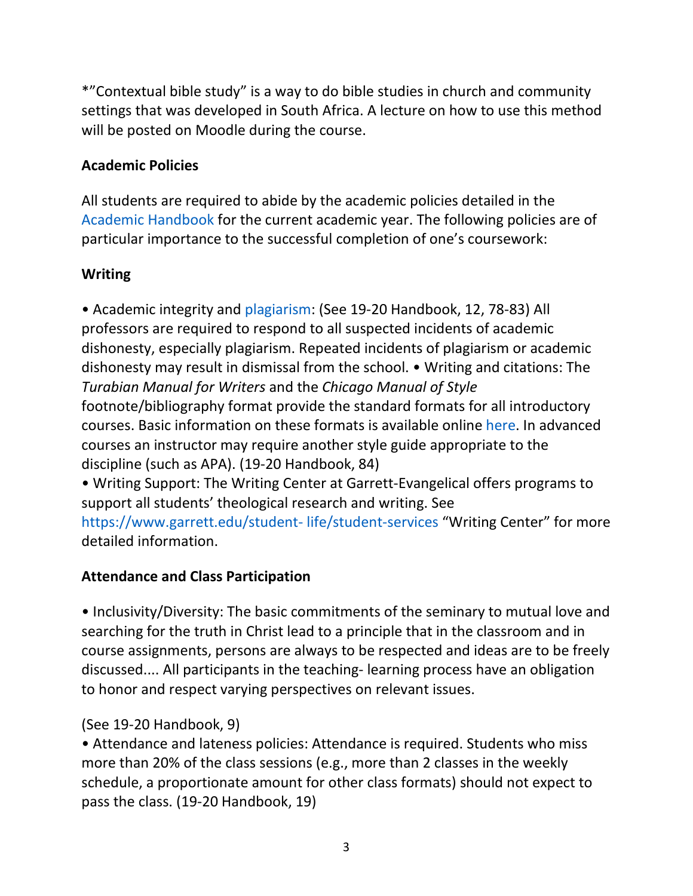*"Contextual bible study" is a way to do bible studies in church and community settings that was developed in South Africa. A lecture on how to use this method will be posted on Moodle during the course.

**Academic Policies**

All students are required to abide by the academic policies detailed in the Academic Handbook for the current academic year. The following policies are of particular importance to the successful completion of one's coursework:

**Writing**

• Academic integrity and plagiarism: (See 19-20 Handbook, 12, 78-83) All professors are required to respond to all suspected incidents of academic dishonesty, especially plagiarism. Repeated incidents of plagiarism or academic dishonesty may result in dismissal from the school. • Writing and citations: The *Turabian Manual for Writers* and the *Chicago Manual of Style* footnote/bibliography format provide the standard formats for all introductory courses. Basic information on these formats is available online here. In advanced courses an instructor may require another style guide appropriate to the discipline (such as APA). (19-20 Handbook, 84)

• Writing Support: The Writing Center at Garrett-Evangelical offers programs to support all students' theological research and writing. See https://www.garrett.edu/student- life/student-services "Writing Center" for more detailed information.

**Attendance and Class Participation**

• Inclusivity/Diversity: The basic commitments of the seminary to mutual love and searching for the truth in Christ lead to a principle that in the classroom and in course assignments, persons are always to be respected and ideas are to be freely discussed.... All participants in the teaching- learning process have an obligation to honor and respect varying perspectives on relevant issues.

(See 19-20 Handbook, 9)

• Attendance and lateness policies: Attendance is required. Students who miss more than 20% of the class sessions (e.g., more than 2 classes in the weekly schedule, a proportionate amount for other class formats) should not expect to pass the class. (19-20 Handbook, 19)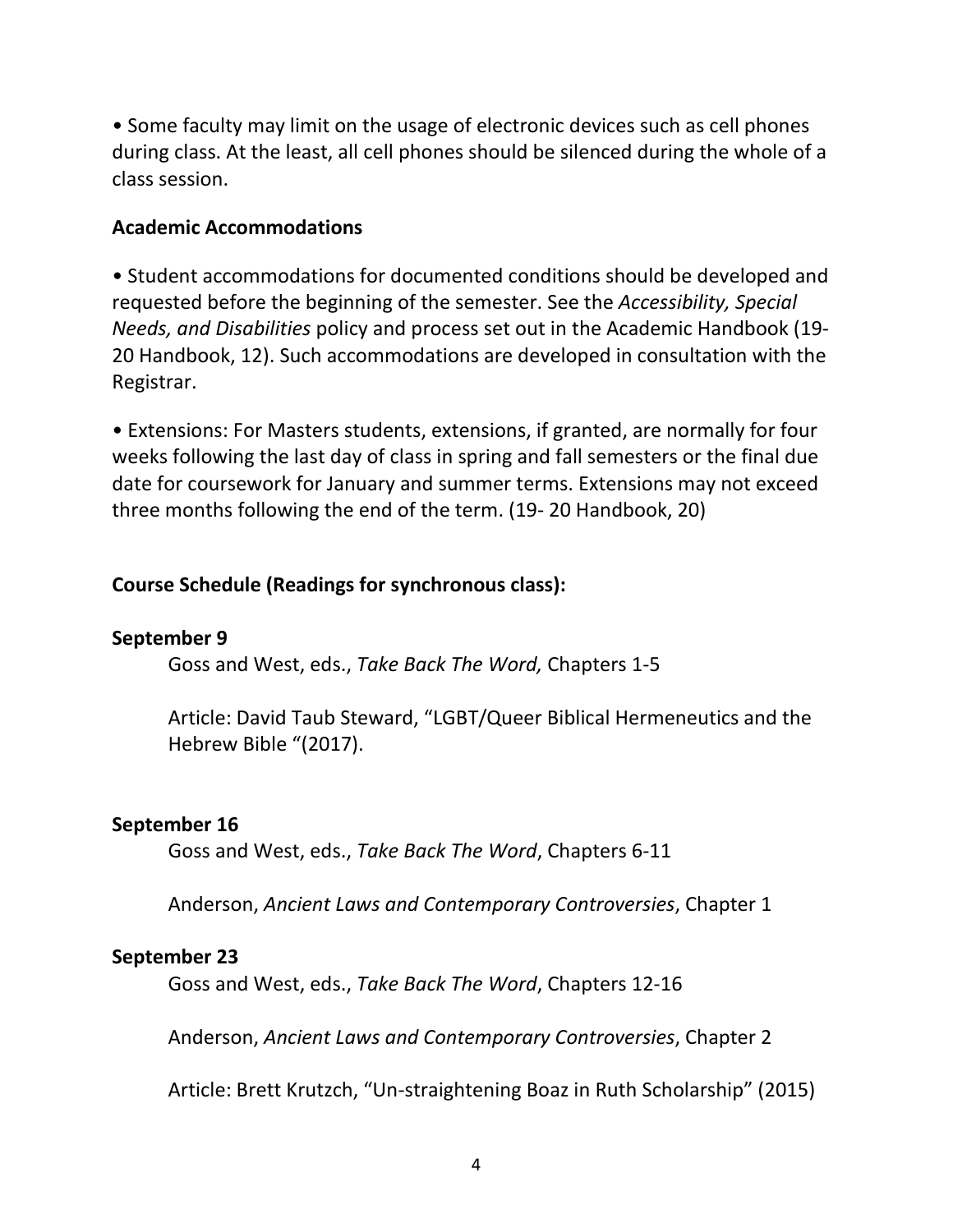• Some faculty may limit on the usage of electronic devices such as cell phones during class. At the least, all cell phones should be silenced during the whole of a class session.

**Academic Accommodations**

• Student accommodations for documented conditions should be developed and requested before the beginning of the semester. See the *Accessibility, Special Needs, and Disabilities* policy and process set out in the Academic Handbook (19-20 Handbook, 12). Such accommodations are developed in consultation with the Registrar.

• Extensions: For Masters students, extensions, if granted, are normally for four weeks following the last day of class in spring and fall semesters or the final due date for coursework for January and summer terms. Extensions may not exceed three months following the end of the term. (19- 20 Handbook, 20)

**Course Schedule (Readings for synchronous class):**

**September 9**

Goss and West, eds., *Take Back The Word,* Chapters 1-5

Article: David Taub Steward, "LGBT/Queer Biblical Hermeneutics and the Hebrew Bible "(2017).

**September 16**

Goss and West, eds., *Take Back The Word*, Chapters 6-11

Anderson, *Ancient Laws and Contemporary Controversies*, Chapter 1

**September 23**

Goss and West, eds., *Take Back The Word*, Chapters 12-16

Anderson, *Ancient Laws and Contemporary Controversies*, Chapter 2

Article: Brett Krutzch, "Un-straightening Boaz in Ruth Scholarship" (2015)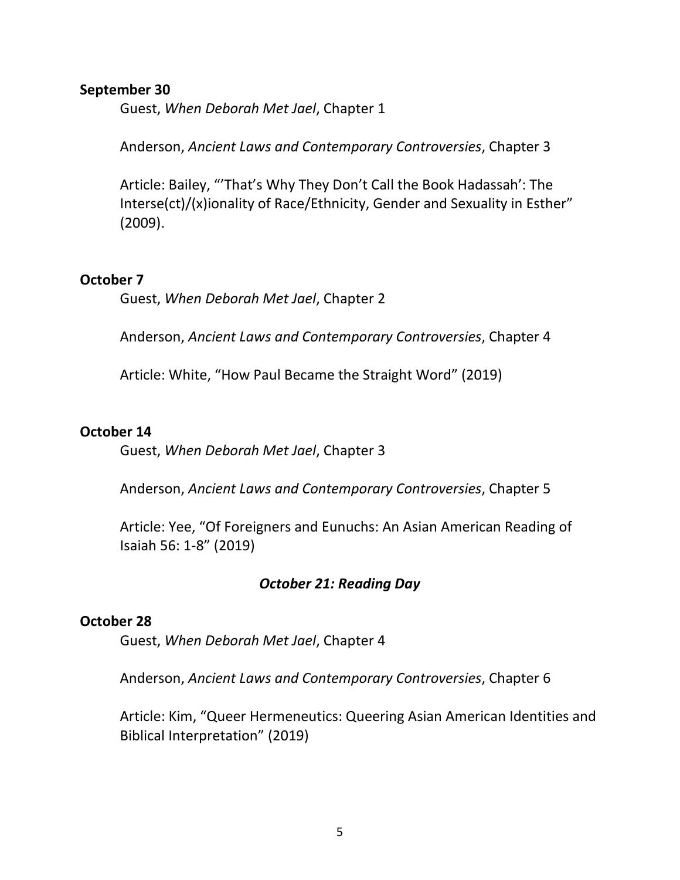**September 30**

Guest, *When Deborah Met Jael*, Chapter 1

Anderson, *Ancient Laws and Contemporary Controversies*, Chapter 3

Article: Bailey, "'That's Why They Don't Call the Book Hadassah': The Interse(ct)/(x)ionality of Race/Ethnicity, Gender and Sexuality in Esther" (2009).

**October 7**

Guest, *When Deborah Met Jael*, Chapter 2

Anderson, *Ancient Laws and Contemporary Controversies*, Chapter 4

Article: White, "How Paul Became the Straight Word" (2019)

**October 14**

Guest, *When Deborah Met Jael*, Chapter 3

Anderson, *Ancient Laws and Contemporary Controversies*, Chapter 5

Article: Yee, "Of Foreigners and Eunuchs: An Asian American Reading of Isaiah 56: 1-8" (2019)

***October 21: Reading Day***

**October 28**

Guest, *When Deborah Met Jael*, Chapter 4

Anderson, *Ancient Laws and Contemporary Controversies*, Chapter 6

Article: Kim, "Queer Hermeneutics: Queering Asian American Identities and Biblical Interpretation" (2019)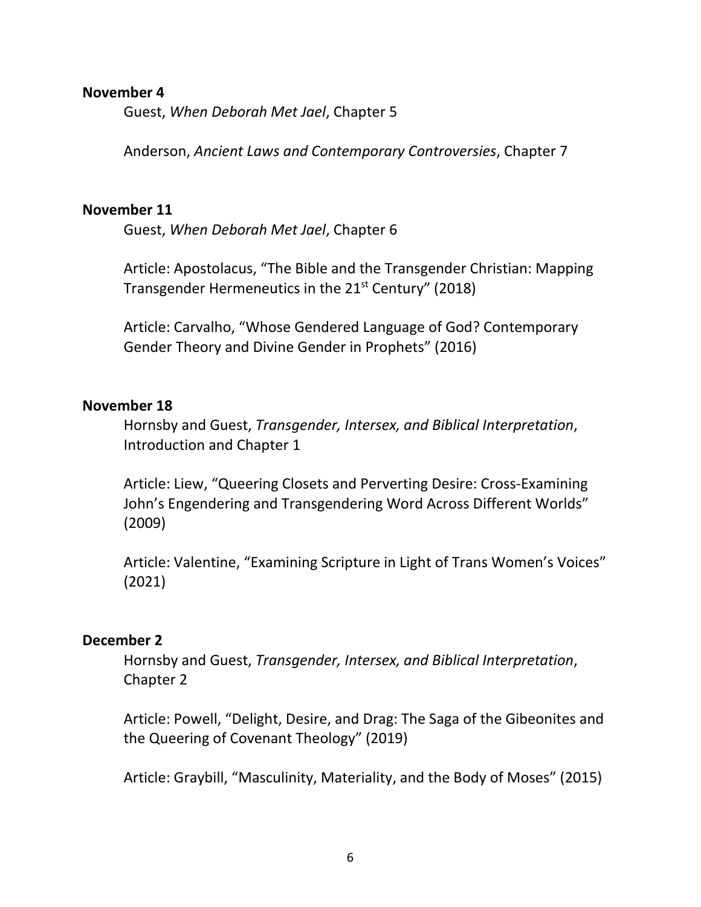**November 4**

Guest, *When Deborah Met Jael*, Chapter 5

Anderson, *Ancient Laws and Contemporary Controversies*, Chapter 7

**November 11**

Guest, *When Deborah Met Jael*, Chapter 6

Article: Apostolacus, "The Bible and the Transgender Christian: Mapping Transgender Hermeneutics in the 21st Century" (2018)

Article: Carvalho, "Whose Gendered Language of God? Contemporary Gender Theory and Divine Gender in Prophets" (2016)

**November 18**

Hornsby and Guest, *Transgender, Intersex, and Biblical Interpretation*, Introduction and Chapter 1

Article: Liew, "Queering Closets and Perverting Desire: Cross-Examining John's Engendering and Transgendering Word Across Different Worlds" (2009)

Article: Valentine, "Examining Scripture in Light of Trans Women's Voices" (2021)

**December 2**

Hornsby and Guest, *Transgender, Intersex, and Biblical Interpretation*, Chapter 2

Article: Powell, "Delight, Desire, and Drag: The Saga of the Gibeonites and the Queering of Covenant Theology" (2019)

Article: Graybill, "Masculinity, Materiality, and the Body of Moses" (2015)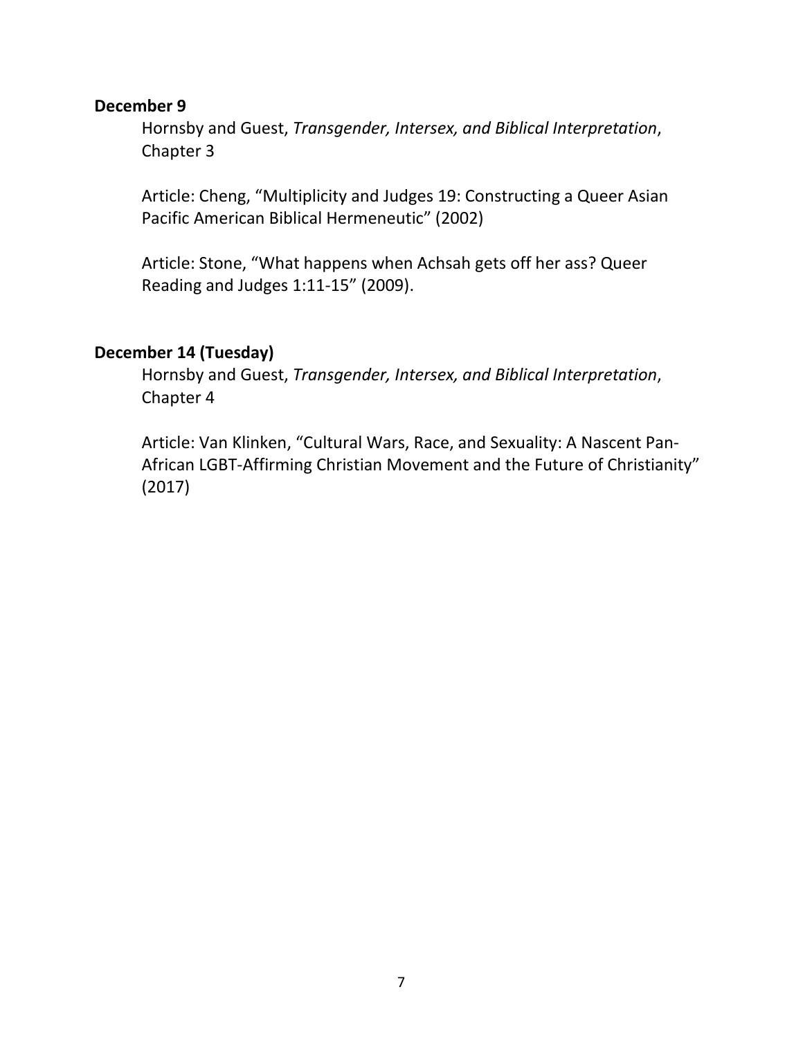**December 9**

Hornsby and Guest, *Transgender, Intersex, and Biblical Interpretation*, Chapter 3

Article: Cheng, "Multiplicity and Judges 19: Constructing a Queer Asian Pacific American Biblical Hermeneutic" (2002)

Article: Stone, "What happens when Achsah gets off her ass? Queer Reading and Judges 1:11-15" (2009).

**December 14 (Tuesday)**

Hornsby and Guest, *Transgender, Intersex, and Biblical Interpretation*, Chapter 4

Article: Van Klinken, "Cultural Wars, Race, and Sexuality: A Nascent Pan-African LGBT-Affirming Christian Movement and the Future of Christianity" (2017)